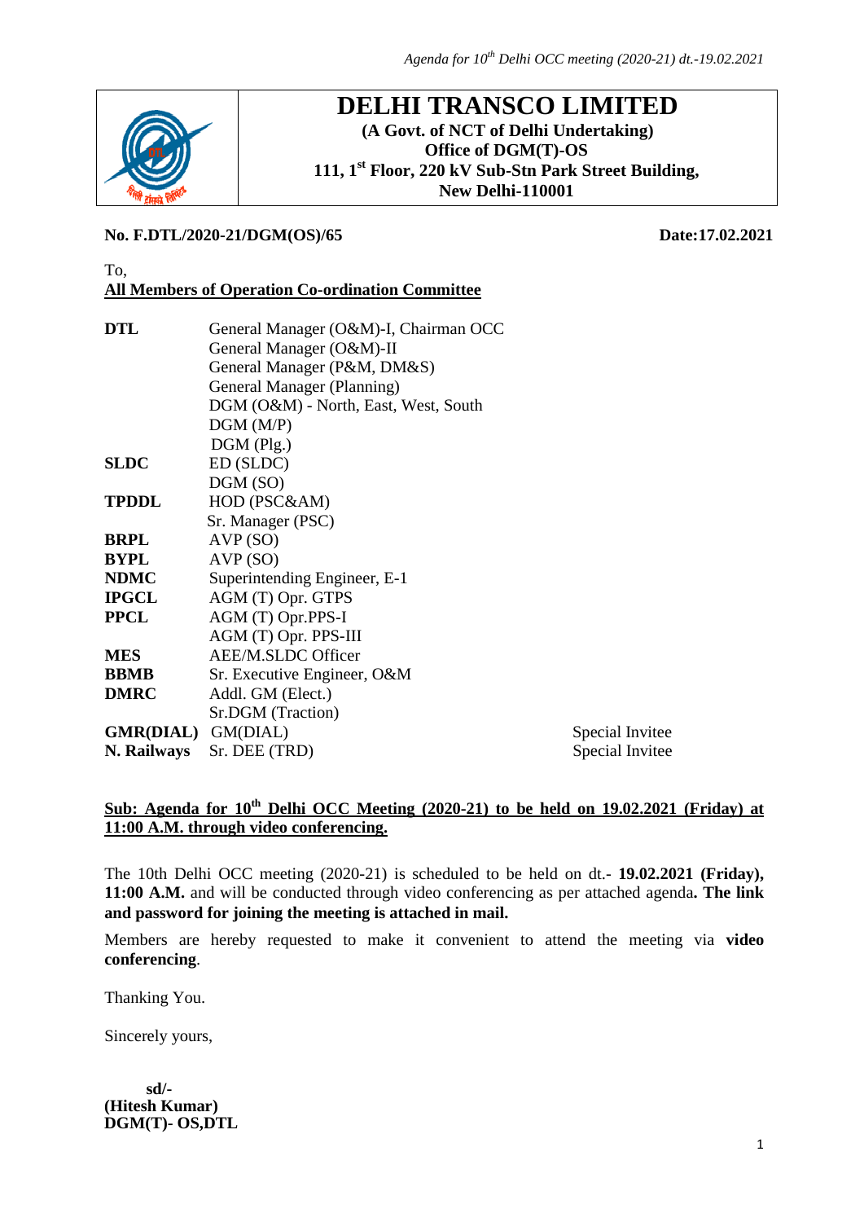# DELHI TRANSCO LIMITED

**(A Govt. of NCT of Delhi Undertaking)**
**Office of DGM(T)-OS**
**111, 1st Floor, 220 kV Sub-Stn Park Street Building,**
**New Delhi-110001**

**No. F.DTL/2020-21/DGM(OS)/65** **Date:17.02.2021**

To,
**All Members of Operation Co-ordination Committee**

| | | |
|---|---|---|
| **DTL** | General Manager (O&M)-I, Chairman OCC | |
| | General Manager (O&M)-II | |
| | General Manager (P&M, DM&S) | |
| | General Manager (Planning) | |
| | DGM (O&M) - North, East, West, South | |
| | DGM (M/P) | |
| | DGM (Plg.) | |
| **SLDC** | ED (SLDC) | |
| | DGM (SO) | |
| **TPDDL** | HOD (PSC&AM) | |
| | Sr. Manager (PSC) | |
| **BRPL** | AVP (SO) | |
| **BYPL** | AVP (SO) | |
| **NDMC** | Superintending Engineer, E-1 | |
| **IPGCL** | AGM (T) Opr. GTPS | |
| **PPCL** | AGM (T) Opr.PPS-I | |
| | AGM (T) Opr. PPS-III | |
| **MES** | AEE/M.SLDC Officer | |
| **BBMB** | Sr. Executive Engineer, O&M | |
| **DMRC** | Addl. GM (Elect.) | |
| | Sr.DGM (Traction) | |
| **GMR(DIAL)** | GM(DIAL) | Special Invitee |
| **N. Railways** | Sr. DEE (TRD) | Special Invitee |

**Sub: Agenda for 10th Delhi OCC Meeting (2020-21) to be held on 19.02.2021 (Friday) at 11:00 A.M. through video conferencing.**

The 10th Delhi OCC meeting (2020-21) is scheduled to be held on dt.- **19.02.2021 (Friday), 11:00 A.M.** and will be conducted through video conferencing as per attached agenda**. The link and password for joining the meeting is attached in mail.**

Members are hereby requested to make it convenient to attend the meeting via **video conferencing**.

Thanking You.

Sincerely yours,

**sd/-**
**(Hitesh Kumar)**
**DGM(T)- OS,DTL**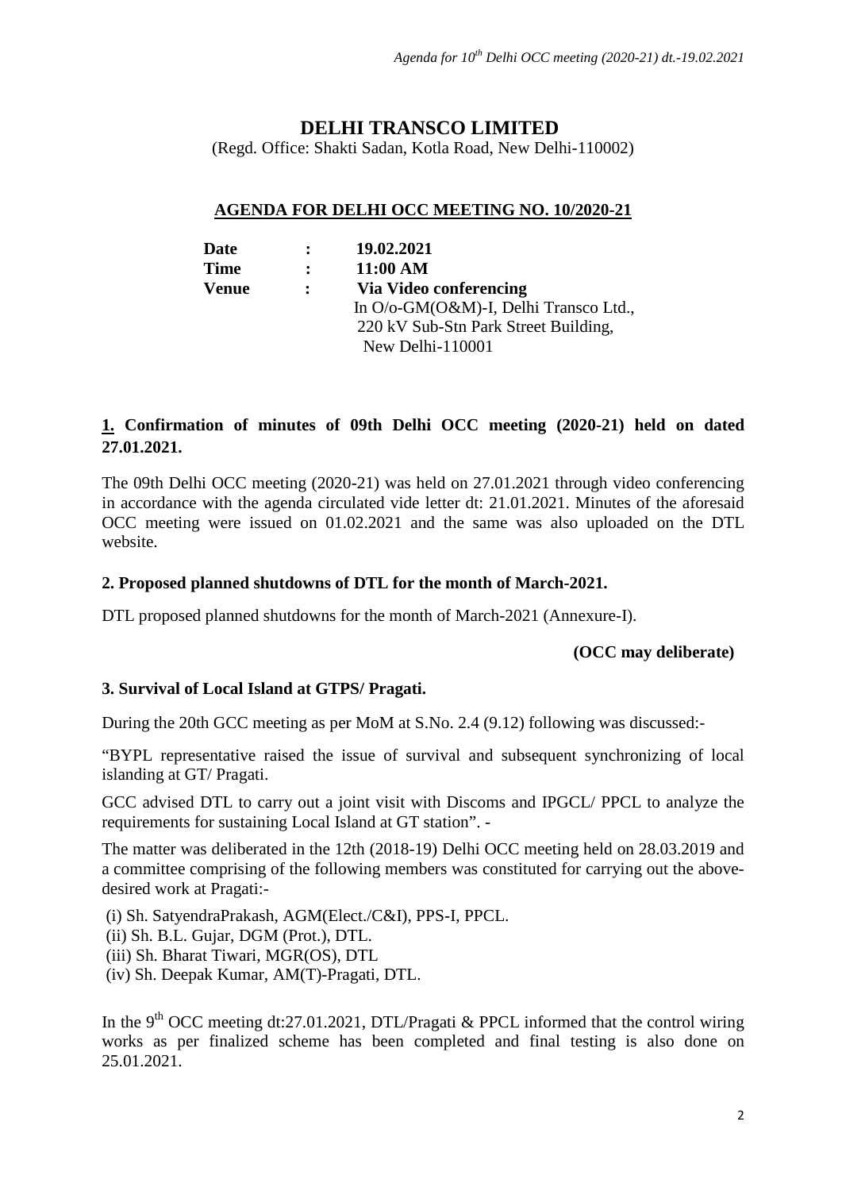# DELHI TRANSCO LIMITED

(Regd. Office: Shakti Sadan, Kotla Road, New Delhi-110002)

## AGENDA FOR DELHI OCC MEETING NO. 10/2020-21

| | | |
|---|---|---|
| **Date** | **:** | **19.02.2021** |
| **Time** | **:** | **11:00 AM** |
| **Venue** | **:** | **Via Video conferencing** In O/o-GM(O&M)-I, Delhi Transco Ltd., 220 kV Sub-Stn Park Street Building, New Delhi-110001 |

**1. Confirmation of minutes of 09th Delhi OCC meeting (2020-21) held on dated 27.01.2021.**

The 09th Delhi OCC meeting (2020-21) was held on 27.01.2021 through video conferencing in accordance with the agenda circulated vide letter dt: 21.01.2021. Minutes of the aforesaid OCC meeting were issued on 01.02.2021 and the same was also uploaded on the DTL website.

**2. Proposed planned shutdowns of DTL for the month of March-2021.**

DTL proposed planned shutdowns for the month of March-2021 (Annexure-I).

**(OCC may deliberate)**

**3. Survival of Local Island at GTPS/ Pragati.**

During the 20th GCC meeting as per MoM at S.No. 2.4 (9.12) following was discussed:-

"BYPL representative raised the issue of survival and subsequent synchronizing of local islanding at GT/ Pragati.

GCC advised DTL to carry out a joint visit with Discoms and IPGCL/ PPCL to analyze the requirements for sustaining Local Island at GT station". -

The matter was deliberated in the 12th (2018-19) Delhi OCC meeting held on 28.03.2019 and a committee comprising of the following members was constituted for carrying out the above-desired work at Pragati:-

(i) Sh. SatyendraPrakash, AGM(Elect./C&I), PPS-I, PPCL.
(ii) Sh. B.L. Gujar, DGM (Prot.), DTL.
(iii) Sh. Bharat Tiwari, MGR(OS), DTL
(iv) Sh. Deepak Kumar, AM(T)-Pragati, DTL.

In the 9th OCC meeting dt:27.01.2021, DTL/Pragati & PPCL informed that the control wiring works as per finalized scheme has been completed and final testing is also done on 25.01.2021.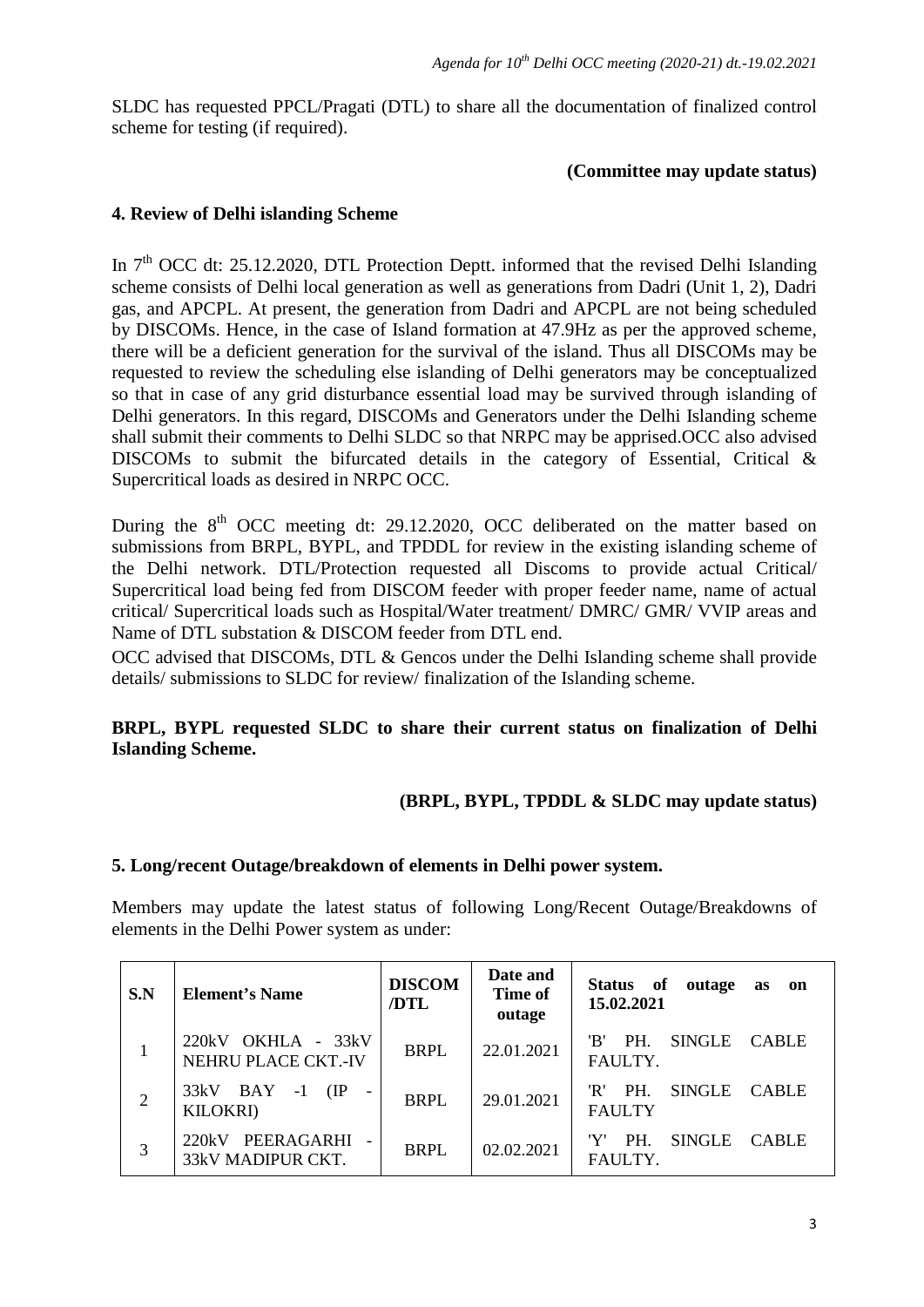SLDC has requested PPCL/Pragati (DTL) to share all the documentation of finalized control scheme for testing (if required).

**(Committee may update status)**

## 4. Review of Delhi islanding Scheme

In 7th OCC dt: 25.12.2020, DTL Protection Deptt. informed that the revised Delhi Islanding scheme consists of Delhi local generation as well as generations from Dadri (Unit 1, 2), Dadri gas, and APCPL. At present, the generation from Dadri and APCPL are not being scheduled by DISCOMs. Hence, in the case of Island formation at 47.9Hz as per the approved scheme, there will be a deficient generation for the survival of the island. Thus all DISCOMs may be requested to review the scheduling else islanding of Delhi generators may be conceptualized so that in case of any grid disturbance essential load may be survived through islanding of Delhi generators. In this regard, DISCOMs and Generators under the Delhi Islanding scheme shall submit their comments to Delhi SLDC so that NRPC may be apprised.OCC also advised DISCOMs to submit the bifurcated details in the category of Essential, Critical & Supercritical loads as desired in NRPC OCC.

During the 8th OCC meeting dt: 29.12.2020, OCC deliberated on the matter based on submissions from BRPL, BYPL, and TPDDL for review in the existing islanding scheme of the Delhi network. DTL/Protection requested all Discoms to provide actual Critical/ Supercritical load being fed from DISCOM feeder with proper feeder name, name of actual critical/ Supercritical loads such as Hospital/Water treatment/ DMRC/ GMR/ VVIP areas and Name of DTL substation & DISCOM feeder from DTL end.

OCC advised that DISCOMs, DTL & Gencos under the Delhi Islanding scheme shall provide details/ submissions to SLDC for review/ finalization of the Islanding scheme.

**BRPL, BYPL requested SLDC to share their current status on finalization of Delhi Islanding Scheme.**

**(BRPL, BYPL, TPDDL & SLDC may update status)**

## 5. Long/recent Outage/breakdown of elements in Delhi power system.

Members may update the latest status of following Long/Recent Outage/Breakdowns of elements in the Delhi Power system as under:

| S.N | Element's Name | DISCOM /DTL | Date and Time of outage | Status of outage as on 15.02.2021 |
|---|---|---|---|---|
| 1 | 220kV OKHLA - 33kV NEHRU PLACE CKT.-IV | BRPL | 22.01.2021 | 'B' PH. SINGLE CABLE FAULTY. |
| 2 | 33kV BAY -1 (IP - KILOKRI) | BRPL | 29.01.2021 | 'R' PH. SINGLE CABLE FAULTY |
| 3 | 220kV PEERAGARHI - 33kV MADIPUR CKT. | BRPL | 02.02.2021 | 'Y' PH. SINGLE CABLE FAULTY. |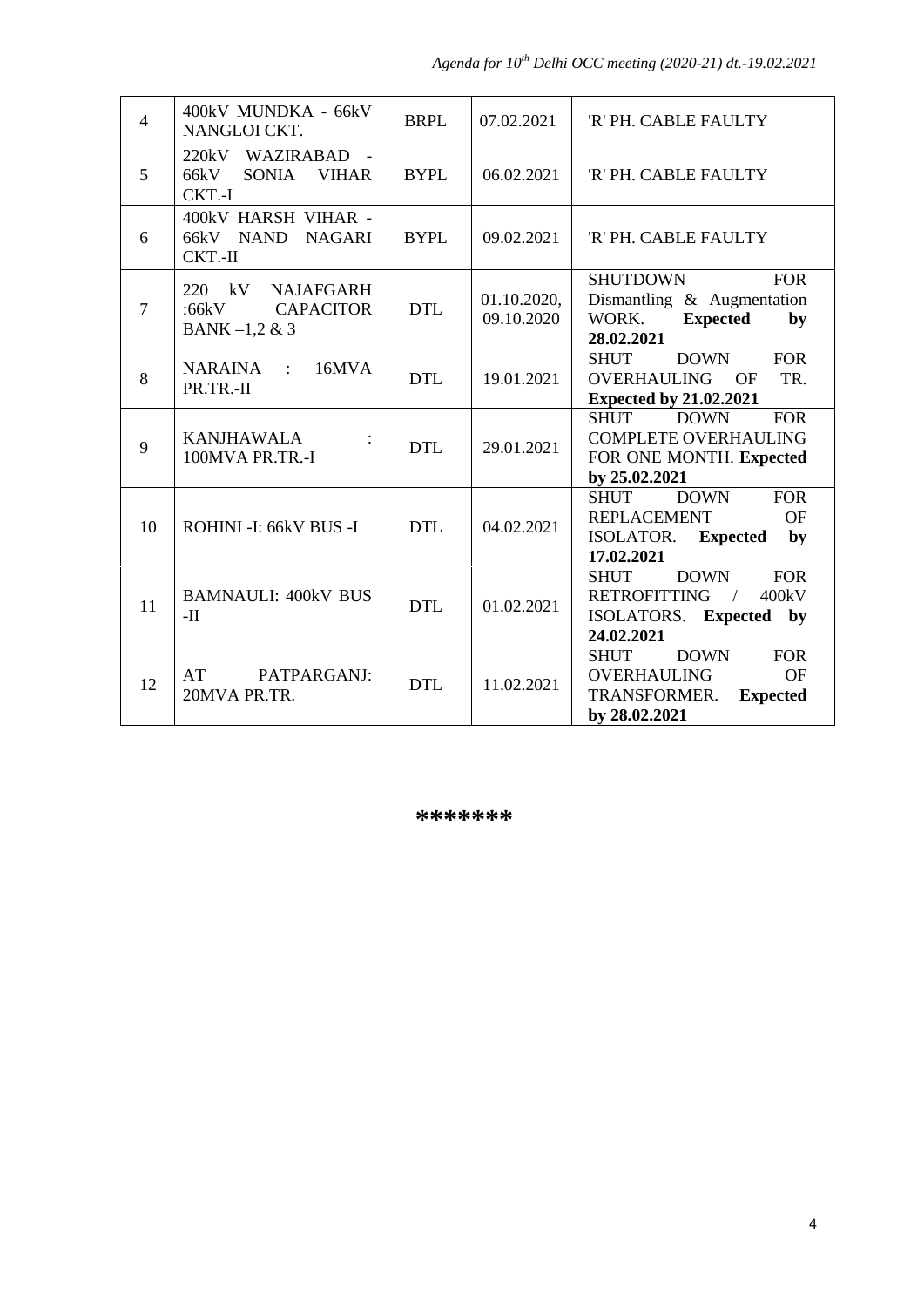| | | | | |
|---|---|---|---|---|
| 4 | 400kV MUNDKA - 66kV NANGLOI CKT. | BRPL | 07.02.2021 | 'R' PH. CABLE FAULTY |
| 5 | 220kV WAZIRABAD - 66kV SONIA VIHAR CKT.-I | BYPL | 06.02.2021 | 'R' PH. CABLE FAULTY |
| 6 | 400kV HARSH VIHAR - 66kV NAND NAGARI CKT.-II | BYPL | 09.02.2021 | 'R' PH. CABLE FAULTY |
| 7 | 220 kV NAJAFGARH :66kV CAPACITOR BANK –1,2 & 3 | DTL | 01.10.2020, 09.10.2020 | SHUTDOWN FOR Dismantling & Augmentation WORK. **Expected by 28.02.2021** |
| 8 | NARAINA : 16MVA PR.TR.-II | DTL | 19.01.2021 | SHUT DOWN FOR OVERHAULING OF TR. **Expected by 21.02.2021** |
| 9 | KANJHAWALA : 100MVA PR.TR.-I | DTL | 29.01.2021 | SHUT DOWN FOR COMPLETE OVERHAULING FOR ONE MONTH. **Expected by 25.02.2021** |
| 10 | ROHINI -I: 66kV BUS -I | DTL | 04.02.2021 | SHUT DOWN FOR REPLACEMENT OF ISOLATOR. **Expected by 17.02.2021** |
| 11 | BAMNAULI: 400kV BUS -II | DTL | 01.02.2021 | SHUT DOWN FOR RETROFITTING / 400kV ISOLATORS. **Expected by 24.02.2021** |
| 12 | AT PATPARGANJ: 20MVA PR.TR. | DTL | 11.02.2021 | SHUT DOWN FOR OVERHAULING OF TRANSFORMER. **Expected by 28.02.2021** |

*******